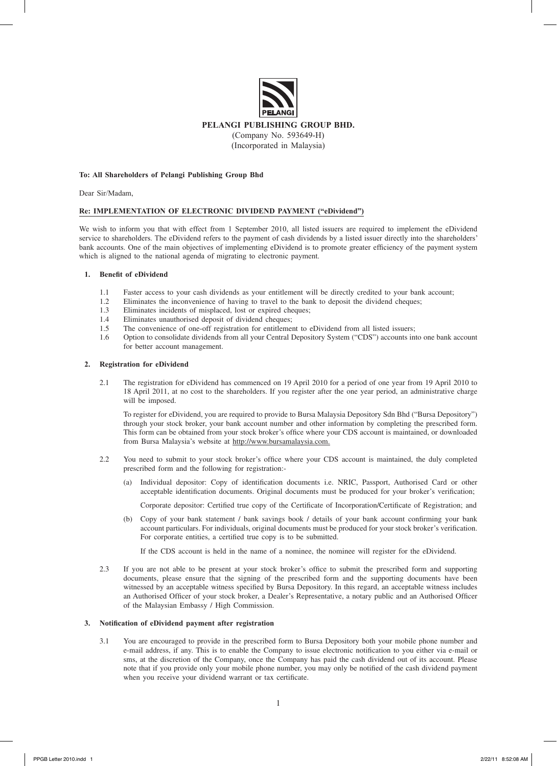# PELANGI PUBLISHING GROUP BHD.

(Company No. 593649-H)
(Incorporated in Malaysia)

**To: All Shareholders of Pelangi Publishing Group Bhd**

Dear Sir/Madam,

**Re: IMPLEMENTATION OF ELECTRONIC DIVIDEND PAYMENT ("eDividend")**

We wish to inform you that with effect from 1 September 2010, all listed issuers are required to implement the eDividend service to shareholders. The eDividend refers to the payment of cash dividends by a listed issuer directly into the shareholders' bank accounts. One of the main objectives of implementing eDividend is to promote greater efficiency of the payment system which is aligned to the national agenda of migrating to electronic payment.

## 1. Benefit of eDividend

1.1 Faster access to your cash dividends as your entitlement will be directly credited to your bank account;

1.2 Eliminates the inconvenience of having to travel to the bank to deposit the dividend cheques;

1.3 Eliminates incidents of misplaced, lost or expired cheques;

1.4 Eliminates unauthorised deposit of dividend cheques;

1.5 The convenience of one-off registration for entitlement to eDividend from all listed issuers;

1.6 Option to consolidate dividends from all your Central Depository System ("CDS") accounts into one bank account for better account management.

## 2. Registration for eDividend

2.1 The registration for eDividend has commenced on 19 April 2010 for a period of one year from 19 April 2010 to 18 April 2011, at no cost to the shareholders. If you register after the one year period, an administrative charge will be imposed.

To register for eDividend, you are required to provide to Bursa Malaysia Depository Sdn Bhd ("Bursa Depository") through your stock broker, your bank account number and other information by completing the prescribed form. This form can be obtained from your stock broker's office where your CDS account is maintained, or downloaded from Bursa Malaysia's website at http://www.bursamalaysia.com.

2.2 You need to submit to your stock broker's office where your CDS account is maintained, the duly completed prescribed form and the following for registration:-

(a) Individual depositor: Copy of identification documents i.e. NRIC, Passport, Authorised Card or other acceptable identification documents. Original documents must be produced for your broker's verification;

Corporate depositor: Certified true copy of the Certificate of Incorporation/Certificate of Registration; and

(b) Copy of your bank statement / bank savings book / details of your bank account confirming your bank account particulars. For individuals, original documents must be produced for your stock broker's verification. For corporate entities, a certified true copy is to be submitted.

If the CDS account is held in the name of a nominee, the nominee will register for the eDividend.

2.3 If you are not able to be present at your stock broker's office to submit the prescribed form and supporting documents, please ensure that the signing of the prescribed form and the supporting documents have been witnessed by an acceptable witness specified by Bursa Depository. In this regard, an acceptable witness includes an Authorised Officer of your stock broker, a Dealer's Representative, a notary public and an Authorised Officer of the Malaysian Embassy / High Commission.

## 3. Notification of eDividend payment after registration

3.1 You are encouraged to provide in the prescribed form to Bursa Depository both your mobile phone number and e-mail address, if any. This is to enable the Company to issue electronic notification to you either via e-mail or sms, at the discretion of the Company, once the Company has paid the cash dividend out of its account. Please note that if you provide only your mobile phone number, you may only be notified of the cash dividend payment when you receive your dividend warrant or tax certificate.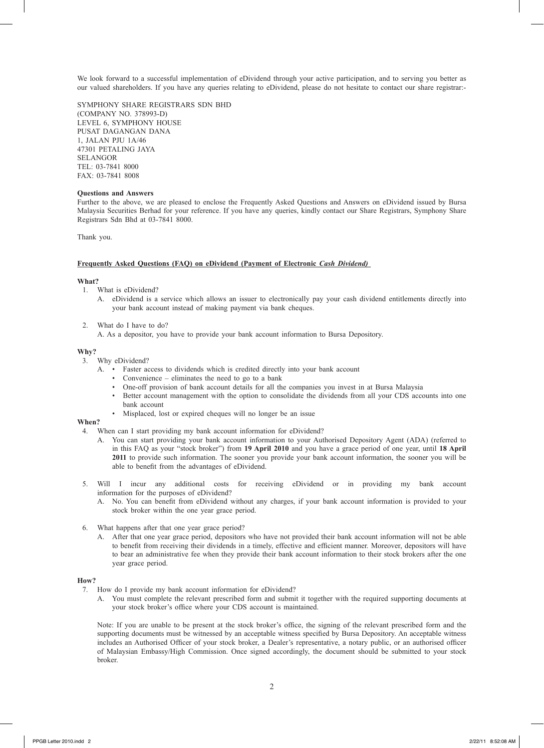We look forward to a successful implementation of eDividend through your active participation, and to serving you better as our valued shareholders. If you have any queries relating to eDividend, please do not hesitate to contact our share registrar:-

SYMPHONY SHARE REGISTRARS SDN BHD
(COMPANY NO. 378993-D)
LEVEL 6, SYMPHONY HOUSE
PUSAT DAGANGAN DANA
1, JALAN PJU 1A/46
47301 PETALING JAYA
SELANGOR
TEL: 03-7841 8000
FAX: 03-7841 8008

**Questions and Answers**

Further to the above, we are pleased to enclose the Frequently Asked Questions and Answers on eDividend issued by Bursa Malaysia Securities Berhad for your reference. If you have any queries, kindly contact our Share Registrars, Symphony Share Registrars Sdn Bhd at 03-7841 8000.

Thank you.

**Frequently Asked Questions (FAQ) on eDividend (Payment of Electronic *Cash Dividend)***

**What?**

1. What is eDividend?
   A. eDividend is a service which allows an issuer to electronically pay your cash dividend entitlements directly into your bank account instead of making payment via bank cheques.

2. What do I have to do?
   A. As a depositor, you have to provide your bank account information to Bursa Depository.

**Why?**

3. Why eDividend?
   A. 
   - Faster access to dividends which is credited directly into your bank account
   - Convenience – eliminates the need to go to a bank
   - One-off provision of bank account details for all the companies you invest in at Bursa Malaysia
   - Better account management with the option to consolidate the dividends from all your CDS accounts into one bank account
   - Misplaced, lost or expired cheques will no longer be an issue

**When?**

4. When can I start providing my bank account information for eDividend?
   A. You can start providing your bank account information to your Authorised Depository Agent (ADA) (referred to in this FAQ as your "stock broker") from **19 April 2010** and you have a grace period of one year, until **18 April 2011** to provide such information. The sooner you provide your bank account information, the sooner you will be able to benefit from the advantages of eDividend.

5. Will I incur any additional costs for receiving eDividend or in providing my bank account information for the purposes of eDividend?
   A. No. You can benefit from eDividend without any charges, if your bank account information is provided to your stock broker within the one year grace period.

6. What happens after that one year grace period?
   A. After that one year grace period, depositors who have not provided their bank account information will not be able to benefit from receiving their dividends in a timely, effective and efficient manner. Moreover, depositors will have to bear an administrative fee when they provide their bank account information to their stock brokers after the one year grace period.

**How?**

7. How do I provide my bank account information for eDividend?
   A. You must complete the relevant prescribed form and submit it together with the required supporting documents at your stock broker's office where your CDS account is maintained.

   Note: If you are unable to be present at the stock broker's office, the signing of the relevant prescribed form and the supporting documents must be witnessed by an acceptable witness specified by Bursa Depository. An acceptable witness includes an Authorised Officer of your stock broker, a Dealer's representative, a notary public, or an authorised officer of Malaysian Embassy/High Commission. Once signed accordingly, the document should be submitted to your stock broker.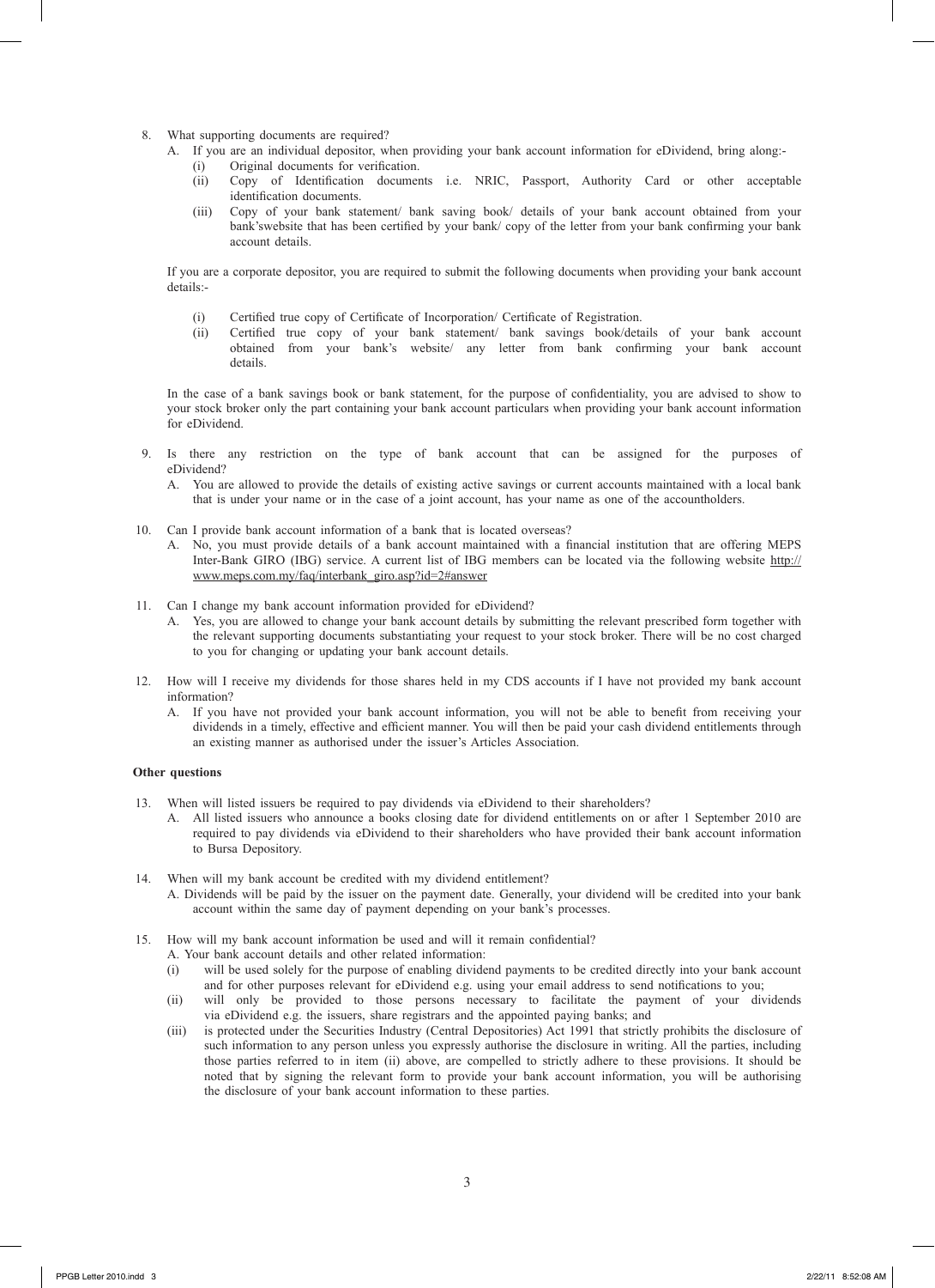8. What supporting documents are required?

   A. If you are an individual depositor, when providing your bank account information for eDividend, bring along:-

      (i) Original documents for verification.

      (ii) Copy of Identification documents i.e. NRIC, Passport, Authority Card or other acceptable identification documents.

      (iii) Copy of your bank statement/ bank saving book/ details of your bank account obtained from your bank'swebsite that has been certified by your bank/ copy of the letter from your bank confirming your bank account details.

   If you are a corporate depositor, you are required to submit the following documents when providing your bank account details:-

      (i) Certified true copy of Certificate of Incorporation/ Certificate of Registration.

      (ii) Certified true copy of your bank statement/ bank savings book/details of your bank account obtained from your bank's website/ any letter from bank confirming your bank account details.

   In the case of a bank savings book or bank statement, for the purpose of confidentiality, you are advised to show to your stock broker only the part containing your bank account particulars when providing your bank account information for eDividend.

9. Is there any restriction on the type of bank account that can be assigned for the purposes of eDividend?

   A. You are allowed to provide the details of existing active savings or current accounts maintained with a local bank that is under your name or in the case of a joint account, has your name as one of the accountholders.

10. Can I provide bank account information of a bank that is located overseas?

    A. No, you must provide details of a bank account maintained with a financial institution that are offering MEPS Inter-Bank GIRO (IBG) service. A current list of IBG members can be located via the following website http://www.meps.com.my/faq/interbank_giro.asp?id=2#answer

11. Can I change my bank account information provided for eDividend?

    A. Yes, you are allowed to change your bank account details by submitting the relevant prescribed form together with the relevant supporting documents substantiating your request to your stock broker. There will be no cost charged to you for changing or updating your bank account details.

12. How will I receive my dividends for those shares held in my CDS accounts if I have not provided my bank account information?

    A. If you have not provided your bank account information, you will not be able to benefit from receiving your dividends in a timely, effective and efficient manner. You will then be paid your cash dividend entitlements through an existing manner as authorised under the issuer's Articles Association.

**Other questions**

13. When will listed issuers be required to pay dividends via eDividend to their shareholders?

    A. All listed issuers who announce a books closing date for dividend entitlements on or after 1 September 2010 are required to pay dividends via eDividend to their shareholders who have provided their bank account information to Bursa Depository.

14. When will my bank account be credited with my dividend entitlement?

    A. Dividends will be paid by the issuer on the payment date. Generally, your dividend will be credited into your bank account within the same day of payment depending on your bank's processes.

15. How will my bank account information be used and will it remain confidential?

    A. Your bank account details and other related information:

    (i) will be used solely for the purpose of enabling dividend payments to be credited directly into your bank account and for other purposes relevant for eDividend e.g. using your email address to send notifications to you;

    (ii) will only be provided to those persons necessary to facilitate the payment of your dividends via eDividend e.g. the issuers, share registrars and the appointed paying banks; and

    (iii) is protected under the Securities Industry (Central Depositories) Act 1991 that strictly prohibits the disclosure of such information to any person unless you expressly authorise the disclosure in writing. All the parties, including those parties referred to in item (ii) above, are compelled to strictly adhere to these provisions. It should be noted that by signing the relevant form to provide your bank account information, you will be authorising the disclosure of your bank account information to these parties.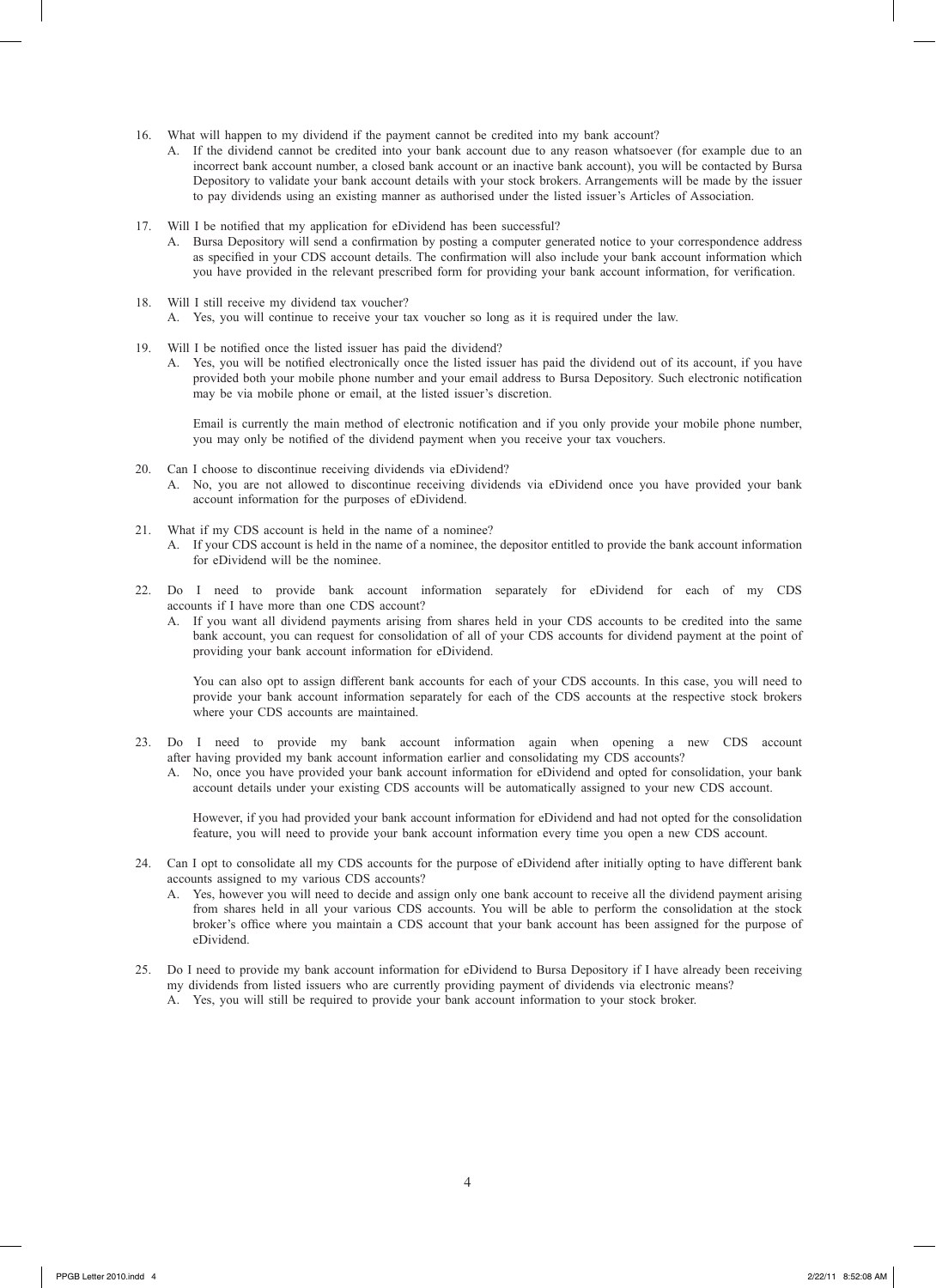16. What will happen to my dividend if the payment cannot be credited into my bank account?

    A. If the dividend cannot be credited into your bank account due to any reason whatsoever (for example due to an incorrect bank account number, a closed bank account or an inactive bank account), you will be contacted by Bursa Depository to validate your bank account details with your stock brokers. Arrangements will be made by the issuer to pay dividends using an existing manner as authorised under the listed issuer's Articles of Association.

17. Will I be notified that my application for eDividend has been successful?

    A. Bursa Depository will send a confirmation by posting a computer generated notice to your correspondence address as specified in your CDS account details. The confirmation will also include your bank account information which you have provided in the relevant prescribed form for providing your bank account information, for verification.

18. Will I still receive my dividend tax voucher?

    A. Yes, you will continue to receive your tax voucher so long as it is required under the law.

19. Will I be notified once the listed issuer has paid the dividend?

    A. Yes, you will be notified electronically once the listed issuer has paid the dividend out of its account, if you have provided both your mobile phone number and your email address to Bursa Depository. Such electronic notification may be via mobile phone or email, at the listed issuer's discretion.

    Email is currently the main method of electronic notification and if you only provide your mobile phone number, you may only be notified of the dividend payment when you receive your tax vouchers.

20. Can I choose to discontinue receiving dividends via eDividend?

    A. No, you are not allowed to discontinue receiving dividends via eDividend once you have provided your bank account information for the purposes of eDividend.

21. What if my CDS account is held in the name of a nominee?

    A. If your CDS account is held in the name of a nominee, the depositor entitled to provide the bank account information for eDividend will be the nominee.

22. Do I need to provide bank account information separately for eDividend for each of my CDS accounts if I have more than one CDS account?

    A. If you want all dividend payments arising from shares held in your CDS accounts to be credited into the same bank account, you can request for consolidation of all of your CDS accounts for dividend payment at the point of providing your bank account information for eDividend.

    You can also opt to assign different bank accounts for each of your CDS accounts. In this case, you will need to provide your bank account information separately for each of the CDS accounts at the respective stock brokers where your CDS accounts are maintained.

23. Do I need to provide my bank account information again when opening a new CDS account after having provided my bank account information earlier and consolidating my CDS accounts?

    A. No, once you have provided your bank account information for eDividend and opted for consolidation, your bank account details under your existing CDS accounts will be automatically assigned to your new CDS account.

    However, if you had provided your bank account information for eDividend and had not opted for the consolidation feature, you will need to provide your bank account information every time you open a new CDS account.

24. Can I opt to consolidate all my CDS accounts for the purpose of eDividend after initially opting to have different bank accounts assigned to my various CDS accounts?

    A. Yes, however you will need to decide and assign only one bank account to receive all the dividend payment arising from shares held in all your various CDS accounts. You will be able to perform the consolidation at the stock broker's office where you maintain a CDS account that your bank account has been assigned for the purpose of eDividend.

25. Do I need to provide my bank account information for eDividend to Bursa Depository if I have already been receiving my dividends from listed issuers who are currently providing payment of dividends via electronic means?

    A. Yes, you will still be required to provide your bank account information to your stock broker.